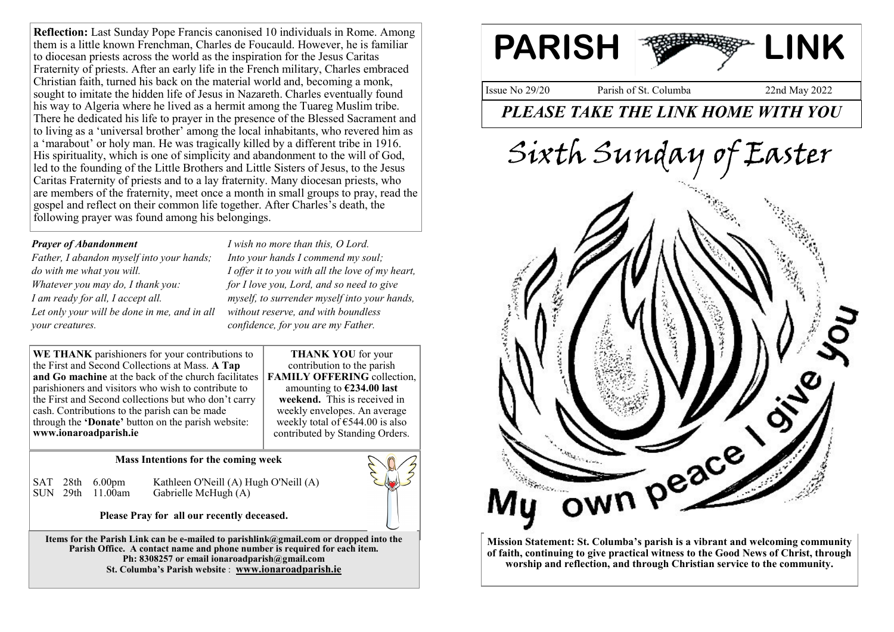# PARISH LINK

Issue No 29/20 | Parish of St. Columba | 22nd May 2022

***PLEASE TAKE THE LINK HOME WITH YOU***

## Sixth Sunday of Easter

My own peace I give you

**Mission Statement: St. Columba's parish is a vibrant and welcoming community of faith, continuing to give practical witness to the Good News of Christ, through worship and reflection, and through Christian service to the community.**

**Reflection:** Last Sunday Pope Francis canonised 10 individuals in Rome. Among them is a little known Frenchman, Charles de Foucauld. However, he is familiar to diocesan priests across the world as the inspiration for the Jesus Caritas Fraternity of priests. After an early life in the French military, Charles embraced Christian faith, turned his back on the material world and, becoming a monk, sought to imitate the hidden life of Jesus in Nazareth. Charles eventually found his way to Algeria where he lived as a hermit among the Tuareg Muslim tribe. There he dedicated his life to prayer in the presence of the Blessed Sacrament and to living as a 'universal brother' among the local inhabitants, who revered him as a 'marabout' or holy man. He was tragically killed by a different tribe in 1916. His spirituality, which is one of simplicity and abandonment to the will of God, led to the founding of the Little Brothers and Little Sisters of Jesus, to the Jesus Caritas Fraternity of priests and to a lay fraternity. Many diocesan priests, who are members of the fraternity, meet once a month in small groups to pray, read the gospel and reflect on their common life together. After Charles's death, the following prayer was found among his belongings.

***Prayer of Abandonment***

*Father, I abandon myself into your hands;*
*do with me what you will.*
*Whatever you may do, I thank you:*
*I am ready for all, I accept all.*
*Let only your will be done in me, and in all your creatures.*
*I wish no more than this, O Lord.*
*Into your hands I commend my soul;*
*I offer it to you with all the love of my heart,*
*for I love you, Lord, and so need to give myself, to surrender myself into your hands, without reserve, and with boundless confidence, for you are my Father.*

**WE THANK** parishioners for your contributions to the First and Second Collections at Mass. **A Tap and Go machine** at the back of the church facilitates parishioners and visitors who wish to contribute to the First and Second collections but who don't carry cash. Contributions to the parish can be made through the **'Donate'** button on the parish website: **www.ionaroadparish.ie**

**THANK YOU** for your contribution to the parish **FAMILY OFFERING** collection, amounting to **€234.00 last weekend.** This is received in weekly envelopes. An average weekly total of €544.00 is also contributed by Standing Orders.

**Mass Intentions for the coming week**

| | | | |
|---|---|---|---|
| SAT | 28th | 6.00pm | Kathleen O'Neill (A) Hugh O'Neill (A) |
| SUN | 29th | 11.00am | Gabrielle McHugh (A) |

**Please Pray for all our recently deceased.**

**Items for the Parish Link can be e-mailed to parishlink@gmail.com or dropped into the Parish Office. A contact name and phone number is required for each item.**
**Ph: 8308257 or email ionaroadparish@gmail.com**
**St. Columba's Parish website : www.ionaroadparish.ie**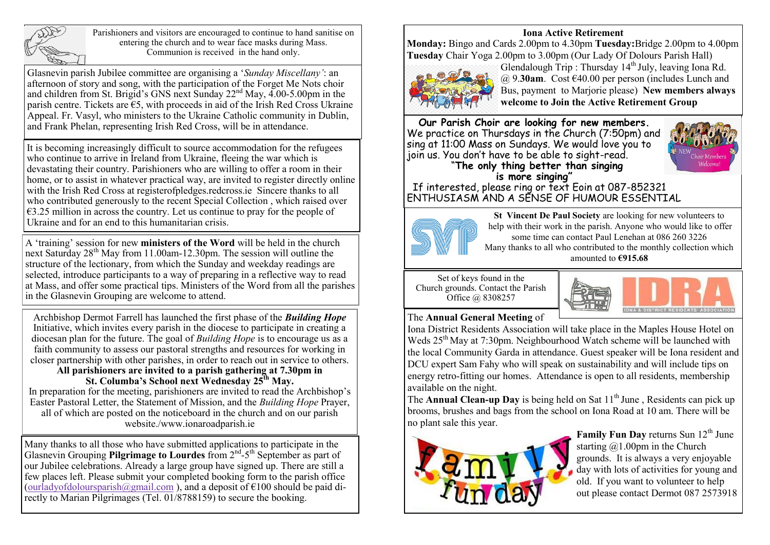Parishioners and visitors are encouraged to continue to hand sanitise on entering the church and to wear face masks during Mass. Communion is received in the hand only.

Glasnevin parish Jubilee committee are organising a '*Sunday Miscellany'*: an afternoon of story and song, with the participation of the Forget Me Nots choir and children from St. Brigid's GNS next Sunday 22nd May, 4.00-5.00pm in the parish centre. Tickets are €5, with proceeds in aid of the Irish Red Cross Ukraine Appeal. Fr. Vasyl, who ministers to the Ukraine Catholic community in Dublin, and Frank Phelan, representing Irish Red Cross, will be in attendance.

It is becoming increasingly difficult to source accommodation for the refugees who continue to arrive in Ireland from Ukraine, fleeing the war which is devastating their country. Parishioners who are willing to offer a room in their home, or to assist in whatever practical way, are invited to register directly online with the Irish Red Cross at registerofpledges.redcross.ie Sincere thanks to all who contributed generously to the recent Special Collection , which raised over €3.25 million in across the country. Let us continue to pray for the people of Ukraine and for an end to this humanitarian crisis.

A 'training' session for new **ministers of the Word** will be held in the church next Saturday 28th May from 11.00am-12.30pm. The session will outline the structure of the lectionary, from which the Sunday and weekday readings are selected, introduce participants to a way of preparing in a reflective way to read at Mass, and offer some practical tips. Ministers of the Word from all the parishes in the Glasnevin Grouping are welcome to attend.

Archbishop Dermot Farrell has launched the first phase of the ***Building Hope*** Initiative, which invites every parish in the diocese to participate in creating a diocesan plan for the future. The goal of *Building Hope* is to encourage us as a faith community to assess our pastoral strengths and resources for working in closer partnership with other parishes, in order to reach out in service to others.

**All parishioners are invited to a parish gathering at 7.30pm in St. Columba's School next Wednesday 25th May.**

In preparation for the meeting, parishioners are invited to read the Archbishop's Easter Pastoral Letter, the Statement of Mission, and the *Building Hope* Prayer, all of which are posted on the noticeboard in the church and on our parish website./www.ionaroadparish.ie

Many thanks to all those who have submitted applications to participate in the Glasnevin Grouping **Pilgrimage to Lourdes** from 2nd-5th September as part of our Jubilee celebrations. Already a large group have signed up. There are still a few places left. Please submit your completed booking form to the parish office (ourladyofdoloursparish@gmail.com ), and a deposit of €100 should be paid directly to Marian Pilgrimages (Tel. 01/8788159) to secure the booking.

**Iona Active Retirement**

**Monday:** Bingo and Cards 2.00pm to 4.30pm **Tuesday:** Bridge 2.00pm to 4.00pm **Tuesday** Chair Yoga 2.00pm to 3.00pm (Our Lady Of Dolours Parish Hall)

Glendalough Trip : Thursday 14th July, leaving Iona Rd. @ 9.**30am**. Cost €40.00 per person (includes Lunch and Bus, payment to Marjorie please) **New members always welcome to Join the Active Retirement Group**

**Our Parish Choir are looking for new members.**

We practice on Thursdays in the Church (7:50pm) and sing at 11:00 Mass on Sundays. We would love you to join us. You don't have to be able to sight-read.

**"The only thing better than singing is more singing"**

If interested, please ring or text Eoin at 087-852321

ENTHUSIASM AND A SENSE OF HUMOUR ESSENTIAL

**St Vincent De Paul Society** are looking for new volunteers to help with their work in the parish. Anyone who would like to offer some time can contact Paul Lenehan at 086 260 3226

Many thanks to all who contributed to the monthly collection which amounted to **€915.68**

Set of keys found in the Church grounds. Contact the Parish Office @ 8308257

IDRA — IONA & DISTRICT RESIDENTS' ASSOCIATION

The **Annual General Meeting** of Iona District Residents Association will take place in the Maples House Hotel on Weds 25th May at 7:30pm. Neighbourhood Watch scheme will be launched with the local Community Garda in attendance. Guest speaker will be Iona resident and DCU expert Sam Fahy who will speak on sustainability and will include tips on energy retro-fitting our homes. Attendance is open to all residents, membership available on the night.

The **Annual Clean-up Day** is being held on Sat 11th June , Residents can pick up brooms, brushes and bags from the school on Iona Road at 10 am. There will be no plant sale this year.

**Family Fun Day** returns Sun 12th June starting @1.00pm in the Church grounds. It is always a very enjoyable day with lots of activities for young and old. If you want to volunteer to help out please contact Dermot 087 2573918